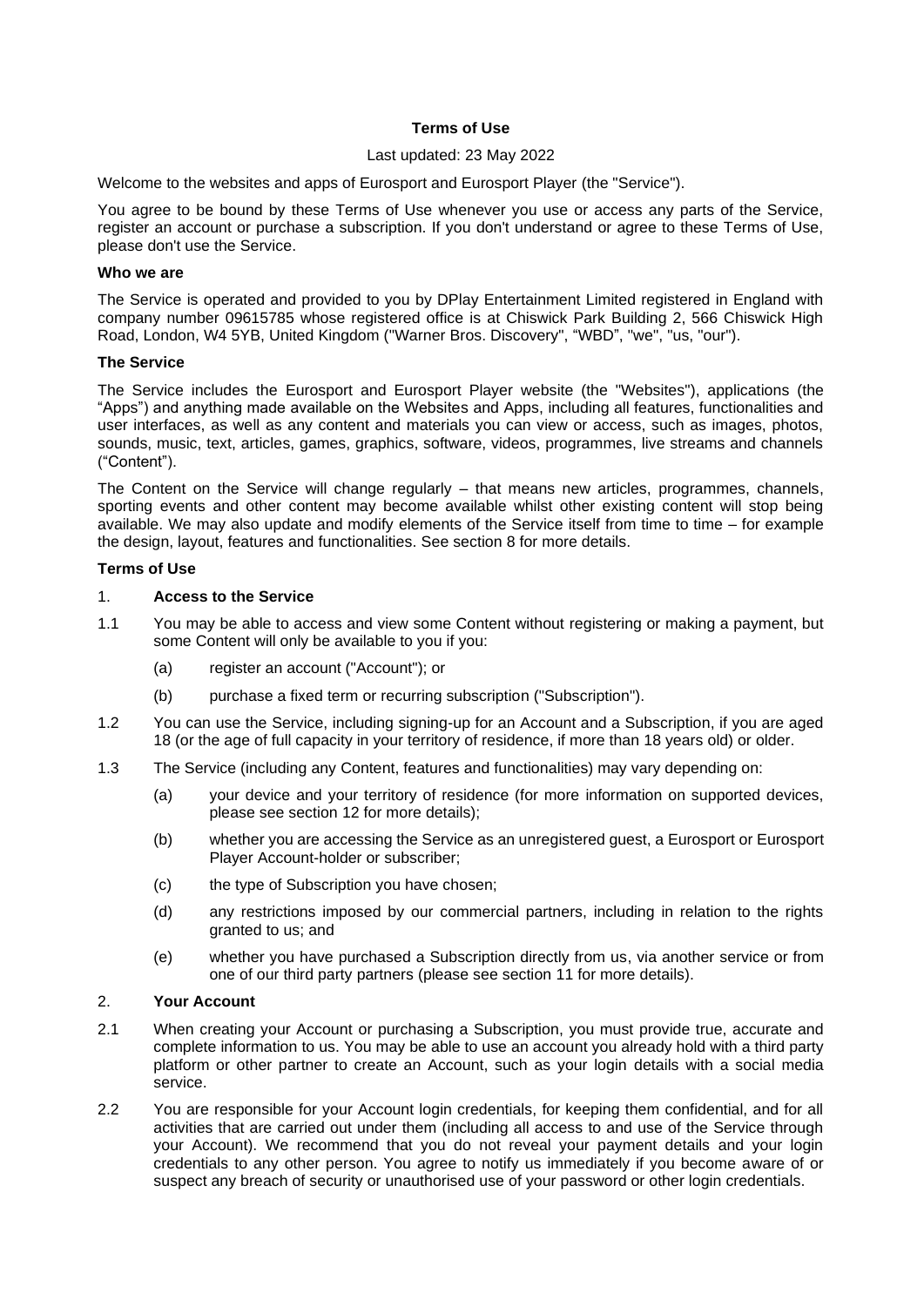# Terms of Use

Last updated: 23 May 2022

Welcome to the websites and apps of Eurosport and Eurosport Player (the "Service").

You agree to be bound by these Terms of Use whenever you use or access any parts of the Service, register an account or purchase a subscription. If you don't understand or agree to these Terms of Use, please don't use the Service.

### Who we are

The Service is operated and provided to you by DPlay Entertainment Limited registered in England with company number 09615785 whose registered office is at Chiswick Park Building 2, 566 Chiswick High Road, London, W4 5YB, United Kingdom ("Warner Bros. Discovery", "WBD", "we", "us, "our").

### The Service

The Service includes the Eurosport and Eurosport Player website (the "Websites"), applications (the "Apps") and anything made available on the Websites and Apps, including all features, functionalities and user interfaces, as well as any content and materials you can view or access, such as images, photos, sounds, music, text, articles, games, graphics, software, videos, programmes, live streams and channels ("Content").

The Content on the Service will change regularly – that means new articles, programmes, channels, sporting events and other content may become available whilst other existing content will stop being available. We may also update and modify elements of the Service itself from time to time – for example the design, layout, features and functionalities. See section 8 for more details.

### Terms of Use

#### 1. Access to the Service

1.1 You may be able to access and view some Content without registering or making a payment, but some Content will only be available to you if you:

(a) register an account ("Account"); or

(b) purchase a fixed term or recurring subscription ("Subscription").

1.2 You can use the Service, including signing-up for an Account and a Subscription, if you are aged 18 (or the age of full capacity in your territory of residence, if more than 18 years old) or older.

1.3 The Service (including any Content, features and functionalities) may vary depending on:

(a) your device and your territory of residence (for more information on supported devices, please see section 12 for more details);

(b) whether you are accessing the Service as an unregistered guest, a Eurosport or Eurosport Player Account-holder or subscriber;

(c) the type of Subscription you have chosen;

(d) any restrictions imposed by our commercial partners, including in relation to the rights granted to us; and

(e) whether you have purchased a Subscription directly from us, via another service or from one of our third party partners (please see section 11 for more details).

#### 2. Your Account

2.1 When creating your Account or purchasing a Subscription, you must provide true, accurate and complete information to us. You may be able to use an account you already hold with a third party platform or other partner to create an Account, such as your login details with a social media service.

2.2 You are responsible for your Account login credentials, for keeping them confidential, and for all activities that are carried out under them (including all access to and use of the Service through your Account). We recommend that you do not reveal your payment details and your login credentials to any other person. You agree to notify us immediately if you become aware of or suspect any breach of security or unauthorised use of your password or other login credentials.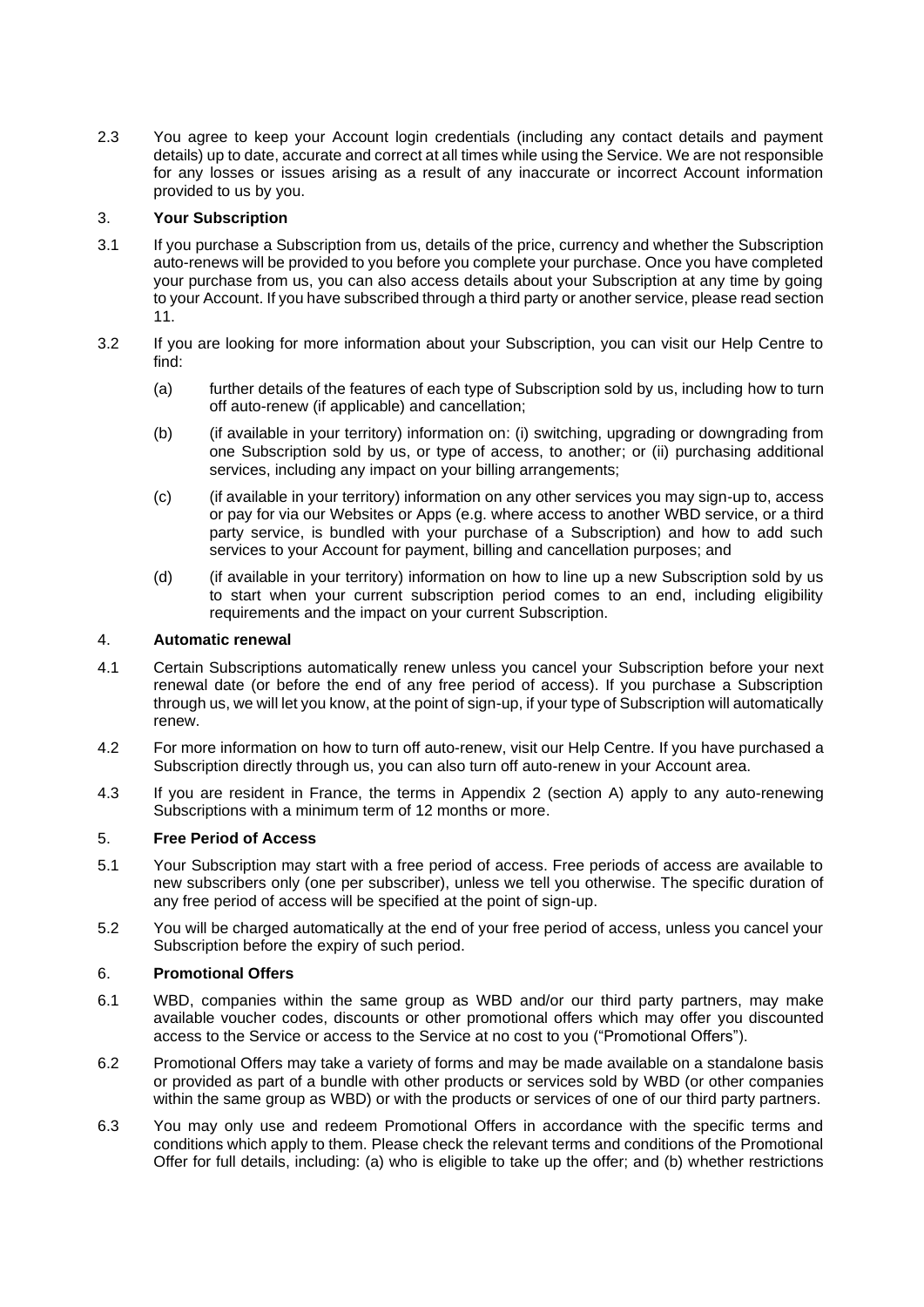2.3 You agree to keep your Account login credentials (including any contact details and payment details) up to date, accurate and correct at all times while using the Service. We are not responsible for any losses or issues arising as a result of any inaccurate or incorrect Account information provided to us by you.

## 3. Your Subscription

3.1 If you purchase a Subscription from us, details of the price, currency and whether the Subscription auto-renews will be provided to you before you complete your purchase. Once you have completed your purchase from us, you can also access details about your Subscription at any time by going to your Account. If you have subscribed through a third party or another service, please read section 11.

3.2 If you are looking for more information about your Subscription, you can visit our Help Centre to find:

(a) further details of the features of each type of Subscription sold by us, including how to turn off auto-renew (if applicable) and cancellation;

(b) (if available in your territory) information on: (i) switching, upgrading or downgrading from one Subscription sold by us, or type of access, to another; or (ii) purchasing additional services, including any impact on your billing arrangements;

(c) (if available in your territory) information on any other services you may sign-up to, access or pay for via our Websites or Apps (e.g. where access to another WBD service, or a third party service, is bundled with your purchase of a Subscription) and how to add such services to your Account for payment, billing and cancellation purposes; and

(d) (if available in your territory) information on how to line up a new Subscription sold by us to start when your current subscription period comes to an end, including eligibility requirements and the impact on your current Subscription.

## 4. Automatic renewal

4.1 Certain Subscriptions automatically renew unless you cancel your Subscription before your next renewal date (or before the end of any free period of access). If you purchase a Subscription through us, we will let you know, at the point of sign-up, if your type of Subscription will automatically renew.

4.2 For more information on how to turn off auto-renew, visit our Help Centre. If you have purchased a Subscription directly through us, you can also turn off auto-renew in your Account area.

4.3 If you are resident in France, the terms in Appendix 2 (section A) apply to any auto-renewing Subscriptions with a minimum term of 12 months or more.

## 5. Free Period of Access

5.1 Your Subscription may start with a free period of access. Free periods of access are available to new subscribers only (one per subscriber), unless we tell you otherwise. The specific duration of any free period of access will be specified at the point of sign-up.

5.2 You will be charged automatically at the end of your free period of access, unless you cancel your Subscription before the expiry of such period.

## 6. Promotional Offers

6.1 WBD, companies within the same group as WBD and/or our third party partners, may make available voucher codes, discounts or other promotional offers which may offer you discounted access to the Service or access to the Service at no cost to you ("Promotional Offers").

6.2 Promotional Offers may take a variety of forms and may be made available on a standalone basis or provided as part of a bundle with other products or services sold by WBD (or other companies within the same group as WBD) or with the products or services of one of our third party partners.

6.3 You may only use and redeem Promotional Offers in accordance with the specific terms and conditions which apply to them. Please check the relevant terms and conditions of the Promotional Offer for full details, including: (a) who is eligible to take up the offer; and (b) whether restrictions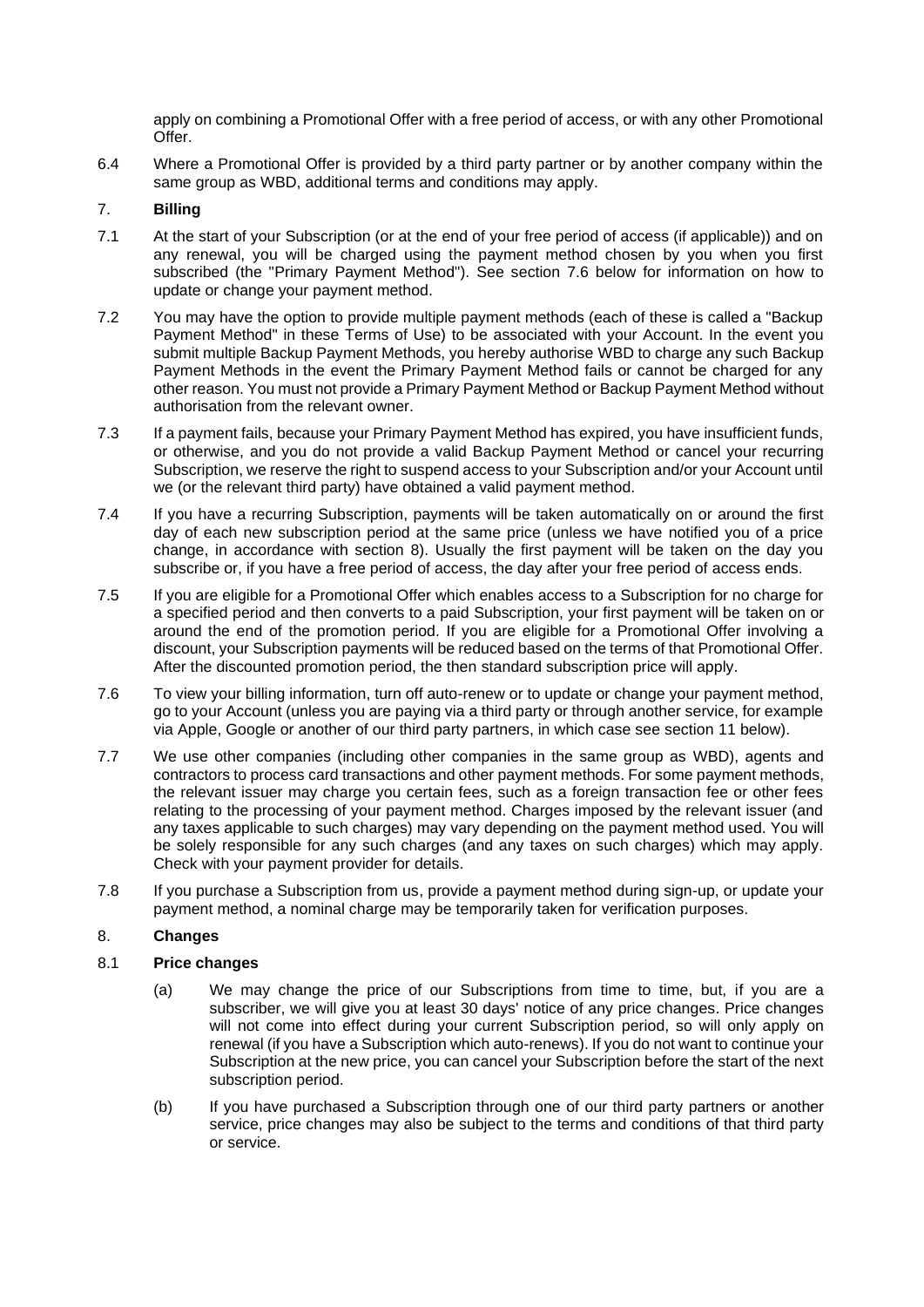apply on combining a Promotional Offer with a free period of access, or with any other Promotional Offer.

6.4 Where a Promotional Offer is provided by a third party partner or by another company within the same group as WBD, additional terms and conditions may apply.

## 7. **Billing**

7.1 At the start of your Subscription (or at the end of your free period of access (if applicable)) and on any renewal, you will be charged using the payment method chosen by you when you first subscribed (the "Primary Payment Method"). See section 7.6 below for information on how to update or change your payment method.

7.2 You may have the option to provide multiple payment methods (each of these is called a "Backup Payment Method" in these Terms of Use) to be associated with your Account. In the event you submit multiple Backup Payment Methods, you hereby authorise WBD to charge any such Backup Payment Methods in the event the Primary Payment Method fails or cannot be charged for any other reason. You must not provide a Primary Payment Method or Backup Payment Method without authorisation from the relevant owner.

7.3 If a payment fails, because your Primary Payment Method has expired, you have insufficient funds, or otherwise, and you do not provide a valid Backup Payment Method or cancel your recurring Subscription, we reserve the right to suspend access to your Subscription and/or your Account until we (or the relevant third party) have obtained a valid payment method.

7.4 If you have a recurring Subscription, payments will be taken automatically on or around the first day of each new subscription period at the same price (unless we have notified you of a price change, in accordance with section 8). Usually the first payment will be taken on the day you subscribe or, if you have a free period of access, the day after your free period of access ends.

7.5 If you are eligible for a Promotional Offer which enables access to a Subscription for no charge for a specified period and then converts to a paid Subscription, your first payment will be taken on or around the end of the promotion period. If you are eligible for a Promotional Offer involving a discount, your Subscription payments will be reduced based on the terms of that Promotional Offer. After the discounted promotion period, the then standard subscription price will apply.

7.6 To view your billing information, turn off auto-renew or to update or change your payment method, go to your Account (unless you are paying via a third party or through another service, for example via Apple, Google or another of our third party partners, in which case see section 11 below).

7.7 We use other companies (including other companies in the same group as WBD), agents and contractors to process card transactions and other payment methods. For some payment methods, the relevant issuer may charge you certain fees, such as a foreign transaction fee or other fees relating to the processing of your payment method. Charges imposed by the relevant issuer (and any taxes applicable to such charges) may vary depending on the payment method used. You will be solely responsible for any such charges (and any taxes on such charges) which may apply. Check with your payment provider for details.

7.8 If you purchase a Subscription from us, provide a payment method during sign-up, or update your payment method, a nominal charge may be temporarily taken for verification purposes.

## 8. **Changes**

### 8.1 **Price changes**

(a) We may change the price of our Subscriptions from time to time, but, if you are a subscriber, we will give you at least 30 days' notice of any price changes. Price changes will not come into effect during your current Subscription period, so will only apply on renewal (if you have a Subscription which auto-renews). If you do not want to continue your Subscription at the new price, you can cancel your Subscription before the start of the next subscription period.

(b) If you have purchased a Subscription through one of our third party partners or another service, price changes may also be subject to the terms and conditions of that third party or service.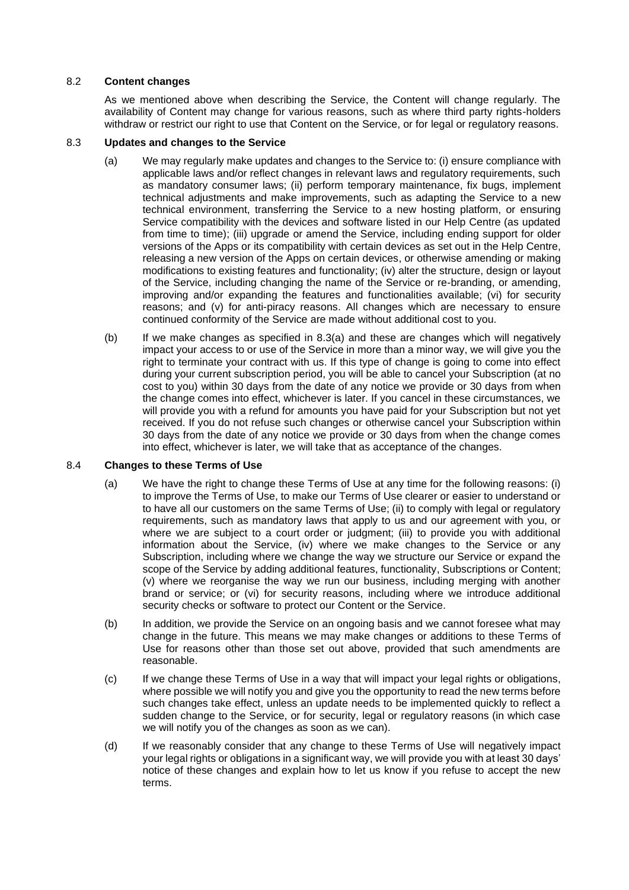## 8.2 Content changes

As we mentioned above when describing the Service, the Content will change regularly. The availability of Content may change for various reasons, such as where third party rights-holders withdraw or restrict our right to use that Content on the Service, or for legal or regulatory reasons.

## 8.3 Updates and changes to the Service

(a) We may regularly make updates and changes to the Service to: (i) ensure compliance with applicable laws and/or reflect changes in relevant laws and regulatory requirements, such as mandatory consumer laws; (ii) perform temporary maintenance, fix bugs, implement technical adjustments and make improvements, such as adapting the Service to a new technical environment, transferring the Service to a new hosting platform, or ensuring Service compatibility with the devices and software listed in our Help Centre (as updated from time to time); (iii) upgrade or amend the Service, including ending support for older versions of the Apps or its compatibility with certain devices as set out in the Help Centre, releasing a new version of the Apps on certain devices, or otherwise amending or making modifications to existing features and functionality; (iv) alter the structure, design or layout of the Service, including changing the name of the Service or re-branding, or amending, improving and/or expanding the features and functionalities available; (vi) for security reasons; and (v) for anti-piracy reasons. All changes which are necessary to ensure continued conformity of the Service are made without additional cost to you.

(b) If we make changes as specified in 8.3(a) and these are changes which will negatively impact your access to or use of the Service in more than a minor way, we will give you the right to terminate your contract with us. If this type of change is going to come into effect during your current subscription period, you will be able to cancel your Subscription (at no cost to you) within 30 days from the date of any notice we provide or 30 days from when the change comes into effect, whichever is later. If you cancel in these circumstances, we will provide you with a refund for amounts you have paid for your Subscription but not yet received. If you do not refuse such changes or otherwise cancel your Subscription within 30 days from the date of any notice we provide or 30 days from when the change comes into effect, whichever is later, we will take that as acceptance of the changes.

## 8.4 Changes to these Terms of Use

(a) We have the right to change these Terms of Use at any time for the following reasons: (i) to improve the Terms of Use, to make our Terms of Use clearer or easier to understand or to have all our customers on the same Terms of Use; (ii) to comply with legal or regulatory requirements, such as mandatory laws that apply to us and our agreement with you, or where we are subject to a court order or judgment; (iii) to provide you with additional information about the Service, (iv) where we make changes to the Service or any Subscription, including where we change the way we structure our Service or expand the scope of the Service by adding additional features, functionality, Subscriptions or Content; (v) where we reorganise the way we run our business, including merging with another brand or service; or (vi) for security reasons, including where we introduce additional security checks or software to protect our Content or the Service.

(b) In addition, we provide the Service on an ongoing basis and we cannot foresee what may change in the future. This means we may make changes or additions to these Terms of Use for reasons other than those set out above, provided that such amendments are reasonable.

(c) If we change these Terms of Use in a way that will impact your legal rights or obligations, where possible we will notify you and give you the opportunity to read the new terms before such changes take effect, unless an update needs to be implemented quickly to reflect a sudden change to the Service, or for security, legal or regulatory reasons (in which case we will notify you of the changes as soon as we can).

(d) If we reasonably consider that any change to these Terms of Use will negatively impact your legal rights or obligations in a significant way, we will provide you with at least 30 days' notice of these changes and explain how to let us know if you refuse to accept the new terms.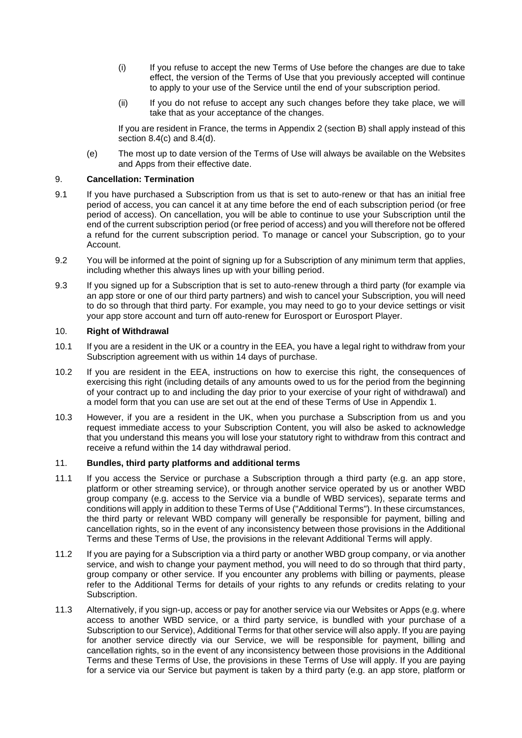(i) If you refuse to accept the new Terms of Use before the changes are due to take effect, the version of the Terms of Use that you previously accepted will continue to apply to your use of the Service until the end of your subscription period.

(ii) If you do not refuse to accept any such changes before they take place, we will take that as your acceptance of the changes.

If you are resident in France, the terms in Appendix 2 (section B) shall apply instead of this section 8.4(c) and 8.4(d).

(e) The most up to date version of the Terms of Use will always be available on the Websites and Apps from their effective date.

## 9. Cancellation: Termination

9.1 If you have purchased a Subscription from us that is set to auto-renew or that has an initial free period of access, you can cancel it at any time before the end of each subscription period (or free period of access). On cancellation, you will be able to continue to use your Subscription until the end of the current subscription period (or free period of access) and you will therefore not be offered a refund for the current subscription period. To manage or cancel your Subscription, go to your Account.

9.2 You will be informed at the point of signing up for a Subscription of any minimum term that applies, including whether this always lines up with your billing period.

9.3 If you signed up for a Subscription that is set to auto-renew through a third party (for example via an app store or one of our third party partners) and wish to cancel your Subscription, you will need to do so through that third party. For example, you may need to go to your device settings or visit your app store account and turn off auto-renew for Eurosport or Eurosport Player.

## 10. Right of Withdrawal

10.1 If you are a resident in the UK or a country in the EEA, you have a legal right to withdraw from your Subscription agreement with us within 14 days of purchase.

10.2 If you are resident in the EEA, instructions on how to exercise this right, the consequences of exercising this right (including details of any amounts owed to us for the period from the beginning of your contract up to and including the day prior to your exercise of your right of withdrawal) and a model form that you can use are set out at the end of these Terms of Use in Appendix 1.

10.3 However, if you are a resident in the UK, when you purchase a Subscription from us and you request immediate access to your Subscription Content, you will also be asked to acknowledge that you understand this means you will lose your statutory right to withdraw from this contract and receive a refund within the 14 day withdrawal period.

## 11. Bundles, third party platforms and additional terms

11.1 If you access the Service or purchase a Subscription through a third party (e.g. an app store, platform or other streaming service), or through another service operated by us or another WBD group company (e.g. access to the Service via a bundle of WBD services), separate terms and conditions will apply in addition to these Terms of Use ("Additional Terms"). In these circumstances, the third party or relevant WBD company will generally be responsible for payment, billing and cancellation rights, so in the event of any inconsistency between those provisions in the Additional Terms and these Terms of Use, the provisions in the relevant Additional Terms will apply.

11.2 If you are paying for a Subscription via a third party or another WBD group company, or via another service, and wish to change your payment method, you will need to do so through that third party, group company or other service. If you encounter any problems with billing or payments, please refer to the Additional Terms for details of your rights to any refunds or credits relating to your Subscription.

11.3 Alternatively, if you sign-up, access or pay for another service via our Websites or Apps (e.g. where access to another WBD service, or a third party service, is bundled with your purchase of a Subscription to our Service), Additional Terms for that other service will also apply. If you are paying for another service directly via our Service, we will be responsible for payment, billing and cancellation rights, so in the event of any inconsistency between those provisions in the Additional Terms and these Terms of Use, the provisions in these Terms of Use will apply. If you are paying for a service via our Service but payment is taken by a third party (e.g. an app store, platform or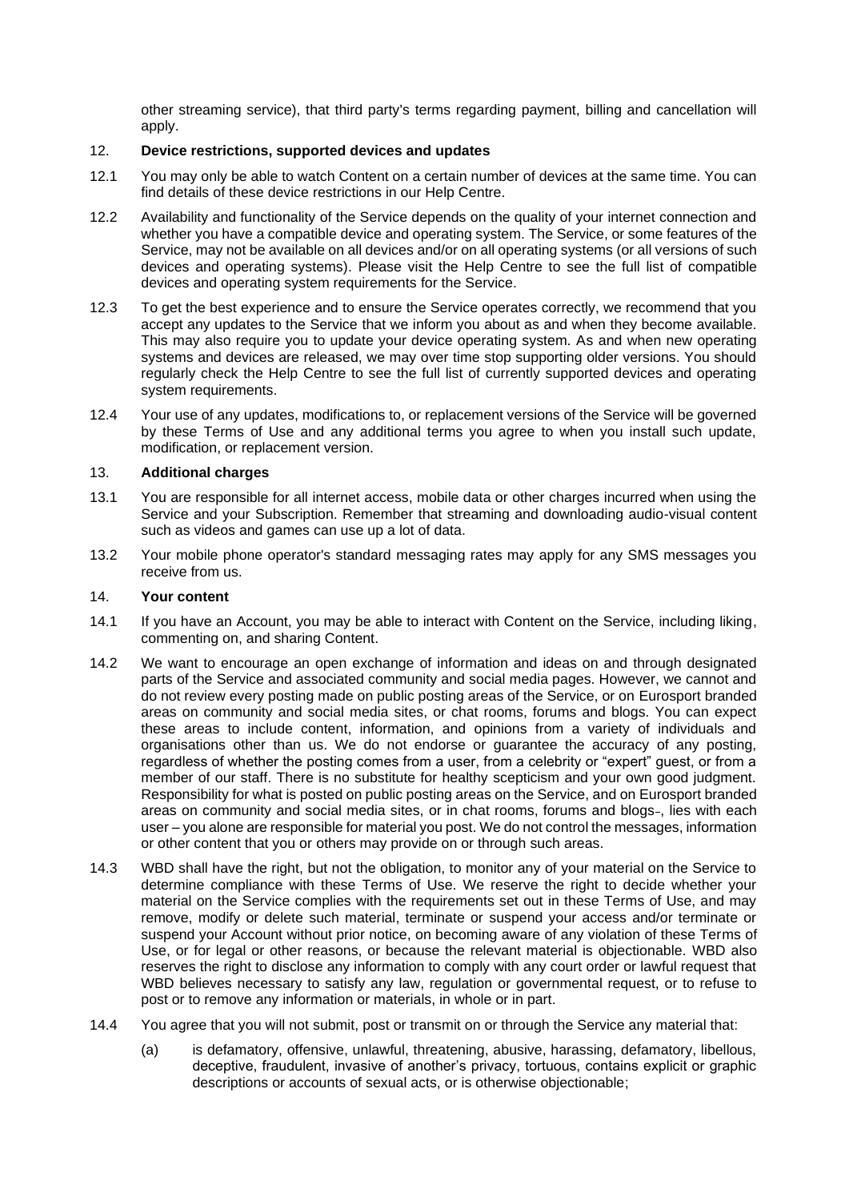other streaming service), that third party's terms regarding payment, billing and cancellation will apply.

12. **Device restrictions, supported devices and updates**

12.1 You may only be able to watch Content on a certain number of devices at the same time. You can find details of these device restrictions in our Help Centre.

12.2 Availability and functionality of the Service depends on the quality of your internet connection and whether you have a compatible device and operating system. The Service, or some features of the Service, may not be available on all devices and/or on all operating systems (or all versions of such devices and operating systems). Please visit the Help Centre to see the full list of compatible devices and operating system requirements for the Service.

12.3 To get the best experience and to ensure the Service operates correctly, we recommend that you accept any updates to the Service that we inform you about as and when they become available. This may also require you to update your device operating system. As and when new operating systems and devices are released, we may over time stop supporting older versions. You should regularly check the Help Centre to see the full list of currently supported devices and operating system requirements.

12.4 Your use of any updates, modifications to, or replacement versions of the Service will be governed by these Terms of Use and any additional terms you agree to when you install such update, modification, or replacement version.

13. **Additional charges**

13.1 You are responsible for all internet access, mobile data or other charges incurred when using the Service and your Subscription. Remember that streaming and downloading audio-visual content such as videos and games can use up a lot of data.

13.2 Your mobile phone operator's standard messaging rates may apply for any SMS messages you receive from us.

14. **Your content**

14.1 If you have an Account, you may be able to interact with Content on the Service, including liking, commenting on, and sharing Content.

14.2 We want to encourage an open exchange of information and ideas on and through designated parts of the Service and associated community and social media pages. However, we cannot and do not review every posting made on public posting areas of the Service, or on Eurosport branded areas on community and social media sites, or chat rooms, forums and blogs. You can expect these areas to include content, information, and opinions from a variety of individuals and organisations other than us. We do not endorse or guarantee the accuracy of any posting, regardless of whether the posting comes from a user, from a celebrity or "expert" guest, or from a member of our staff. There is no substitute for healthy scepticism and your own good judgment. Responsibility for what is posted on public posting areas on the Service, and on Eurosport branded areas on community and social media sites, or in chat rooms, forums and blogs, lies with each user – you alone are responsible for material you post. We do not control the messages, information or other content that you or others may provide on or through such areas.

14.3 WBD shall have the right, but not the obligation, to monitor any of your material on the Service to determine compliance with these Terms of Use. We reserve the right to decide whether your material on the Service complies with the requirements set out in these Terms of Use, and may remove, modify or delete such material, terminate or suspend your access and/or terminate or suspend your Account without prior notice, on becoming aware of any violation of these Terms of Use, or for legal or other reasons, or because the relevant material is objectionable. WBD also reserves the right to disclose any information to comply with any court order or lawful request that WBD believes necessary to satisfy any law, regulation or governmental request, or to refuse to post or to remove any information or materials, in whole or in part.

14.4 You agree that you will not submit, post or transmit on or through the Service any material that:

(a) is defamatory, offensive, unlawful, threatening, abusive, harassing, defamatory, libellous, deceptive, fraudulent, invasive of another's privacy, tortuous, contains explicit or graphic descriptions or accounts of sexual acts, or is otherwise objectionable;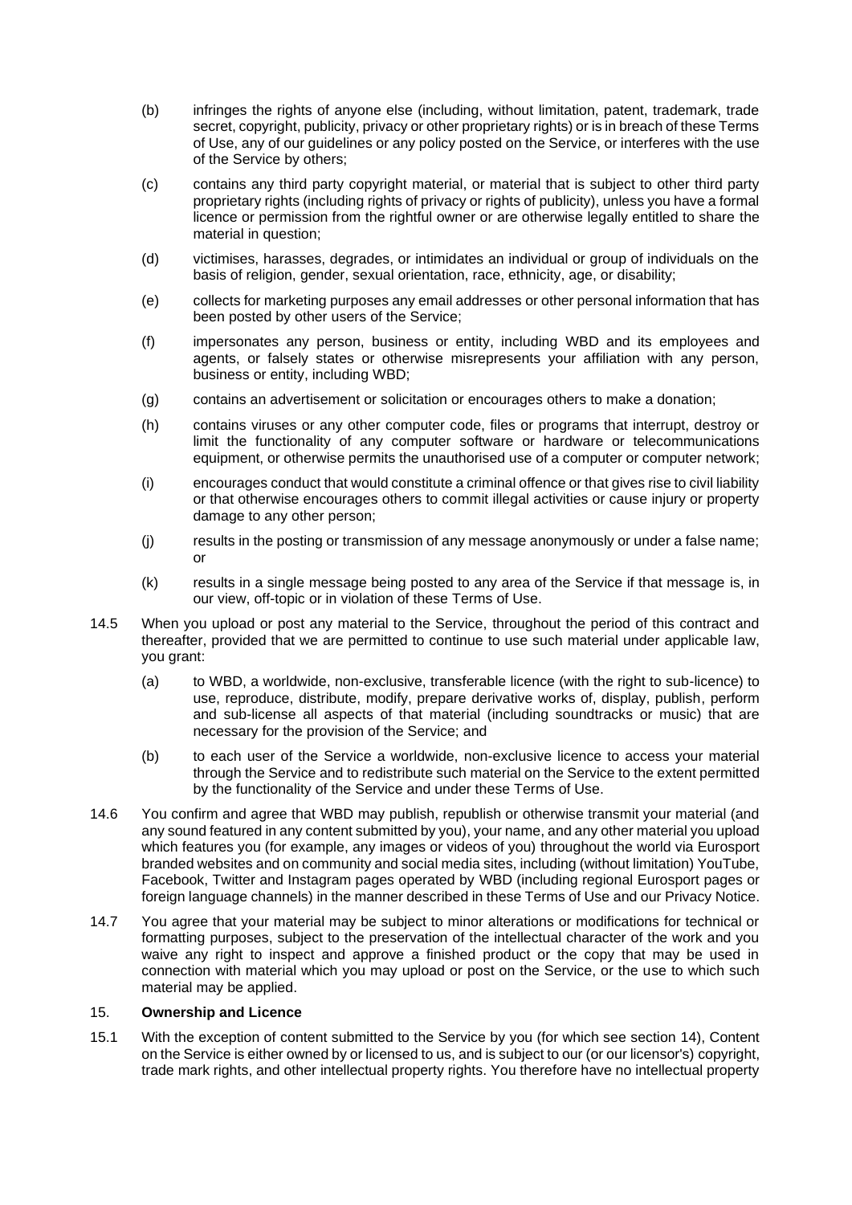(b) infringes the rights of anyone else (including, without limitation, patent, trademark, trade secret, copyright, publicity, privacy or other proprietary rights) or is in breach of these Terms of Use, any of our guidelines or any policy posted on the Service, or interferes with the use of the Service by others;

(c) contains any third party copyright material, or material that is subject to other third party proprietary rights (including rights of privacy or rights of publicity), unless you have a formal licence or permission from the rightful owner or are otherwise legally entitled to share the material in question;

(d) victimises, harasses, degrades, or intimidates an individual or group of individuals on the basis of religion, gender, sexual orientation, race, ethnicity, age, or disability;

(e) collects for marketing purposes any email addresses or other personal information that has been posted by other users of the Service;

(f) impersonates any person, business or entity, including WBD and its employees and agents, or falsely states or otherwise misrepresents your affiliation with any person, business or entity, including WBD;

(g) contains an advertisement or solicitation or encourages others to make a donation;

(h) contains viruses or any other computer code, files or programs that interrupt, destroy or limit the functionality of any computer software or hardware or telecommunications equipment, or otherwise permits the unauthorised use of a computer or computer network;

(i) encourages conduct that would constitute a criminal offence or that gives rise to civil liability or that otherwise encourages others to commit illegal activities or cause injury or property damage to any other person;

(j) results in the posting or transmission of any message anonymously or under a false name; or

(k) results in a single message being posted to any area of the Service if that message is, in our view, off-topic or in violation of these Terms of Use.

14.5 When you upload or post any material to the Service, throughout the period of this contract and thereafter, provided that we are permitted to continue to use such material under applicable law, you grant:

(a) to WBD, a worldwide, non-exclusive, transferable licence (with the right to sub-licence) to use, reproduce, distribute, modify, prepare derivative works of, display, publish, perform and sub-license all aspects of that material (including soundtracks or music) that are necessary for the provision of the Service; and

(b) to each user of the Service a worldwide, non-exclusive licence to access your material through the Service and to redistribute such material on the Service to the extent permitted by the functionality of the Service and under these Terms of Use.

14.6 You confirm and agree that WBD may publish, republish or otherwise transmit your material (and any sound featured in any content submitted by you), your name, and any other material you upload which features you (for example, any images or videos of you) throughout the world via Eurosport branded websites and on community and social media sites, including (without limitation) YouTube, Facebook, Twitter and Instagram pages operated by WBD (including regional Eurosport pages or foreign language channels) in the manner described in these Terms of Use and our Privacy Notice.

14.7 You agree that your material may be subject to minor alterations or modifications for technical or formatting purposes, subject to the preservation of the intellectual character of the work and you waive any right to inspect and approve a finished product or the copy that may be used in connection with material which you may upload or post on the Service, or the use to which such material may be applied.

## 15. **Ownership and Licence**

15.1 With the exception of content submitted to the Service by you (for which see section 14), Content on the Service is either owned by or licensed to us, and is subject to our (or our licensor's) copyright, trade mark rights, and other intellectual property rights. You therefore have no intellectual property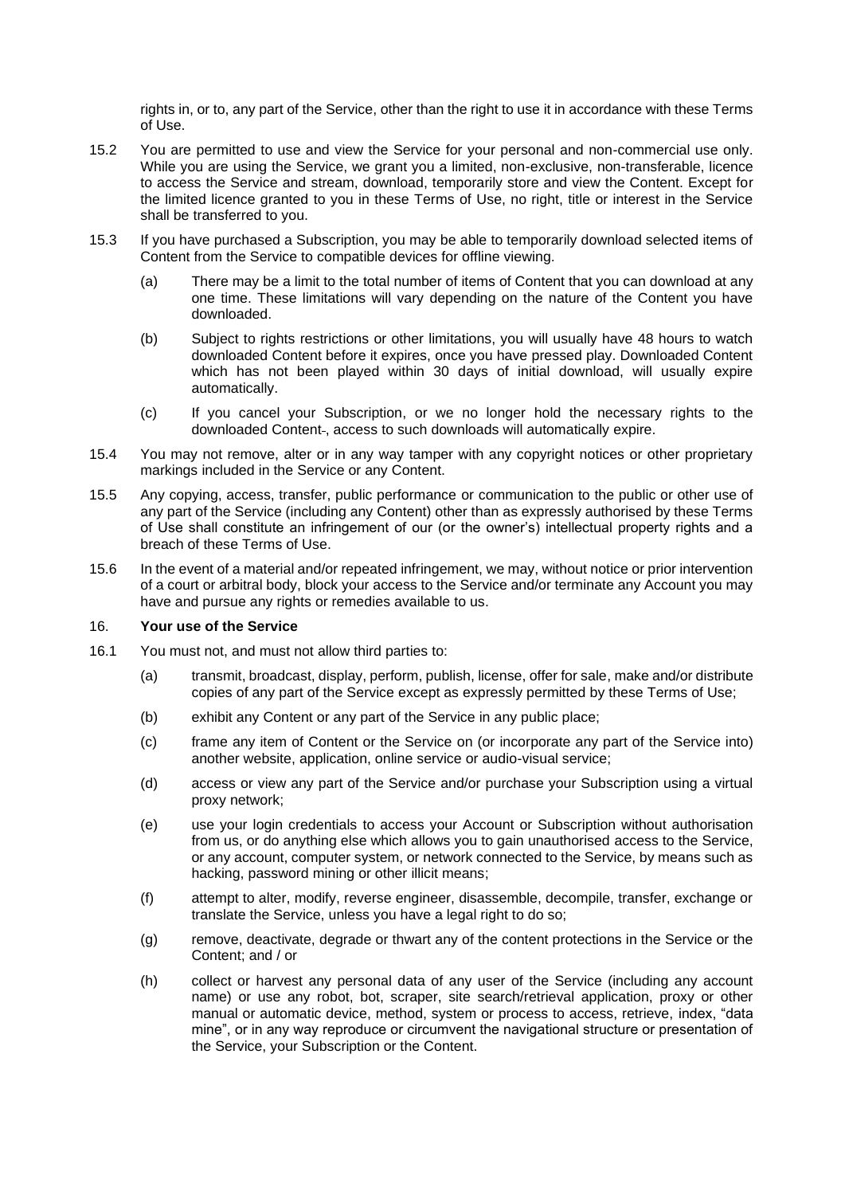rights in, or to, any part of the Service, other than the right to use it in accordance with these Terms of Use.

15.2 You are permitted to use and view the Service for your personal and non-commercial use only. While you are using the Service, we grant you a limited, non-exclusive, non-transferable, licence to access the Service and stream, download, temporarily store and view the Content. Except for the limited licence granted to you in these Terms of Use, no right, title or interest in the Service shall be transferred to you.

15.3 If you have purchased a Subscription, you may be able to temporarily download selected items of Content from the Service to compatible devices for offline viewing.

(a) There may be a limit to the total number of items of Content that you can download at any one time. These limitations will vary depending on the nature of the Content you have downloaded.

(b) Subject to rights restrictions or other limitations, you will usually have 48 hours to watch downloaded Content before it expires, once you have pressed play. Downloaded Content which has not been played within 30 days of initial download, will usually expire automatically.

(c) If you cancel your Subscription, or we no longer hold the necessary rights to the downloaded Content-, access to such downloads will automatically expire.

15.4 You may not remove, alter or in any way tamper with any copyright notices or other proprietary markings included in the Service or any Content.

15.5 Any copying, access, transfer, public performance or communication to the public or other use of any part of the Service (including any Content) other than as expressly authorised by these Terms of Use shall constitute an infringement of our (or the owner's) intellectual property rights and a breach of these Terms of Use.

15.6 In the event of a material and/or repeated infringement, we may, without notice or prior intervention of a court or arbitral body, block your access to the Service and/or terminate any Account you may have and pursue any rights or remedies available to us.

## 16. **Your use of the Service**

16.1 You must not, and must not allow third parties to:

(a) transmit, broadcast, display, perform, publish, license, offer for sale, make and/or distribute copies of any part of the Service except as expressly permitted by these Terms of Use;

(b) exhibit any Content or any part of the Service in any public place;

(c) frame any item of Content or the Service on (or incorporate any part of the Service into) another website, application, online service or audio-visual service;

(d) access or view any part of the Service and/or purchase your Subscription using a virtual proxy network;

(e) use your login credentials to access your Account or Subscription without authorisation from us, or do anything else which allows you to gain unauthorised access to the Service, or any account, computer system, or network connected to the Service, by means such as hacking, password mining or other illicit means;

(f) attempt to alter, modify, reverse engineer, disassemble, decompile, transfer, exchange or translate the Service, unless you have a legal right to do so;

(g) remove, deactivate, degrade or thwart any of the content protections in the Service or the Content; and / or

(h) collect or harvest any personal data of any user of the Service (including any account name) or use any robot, bot, scraper, site search/retrieval application, proxy or other manual or automatic device, method, system or process to access, retrieve, index, "data mine", or in any way reproduce or circumvent the navigational structure or presentation of the Service, your Subscription or the Content.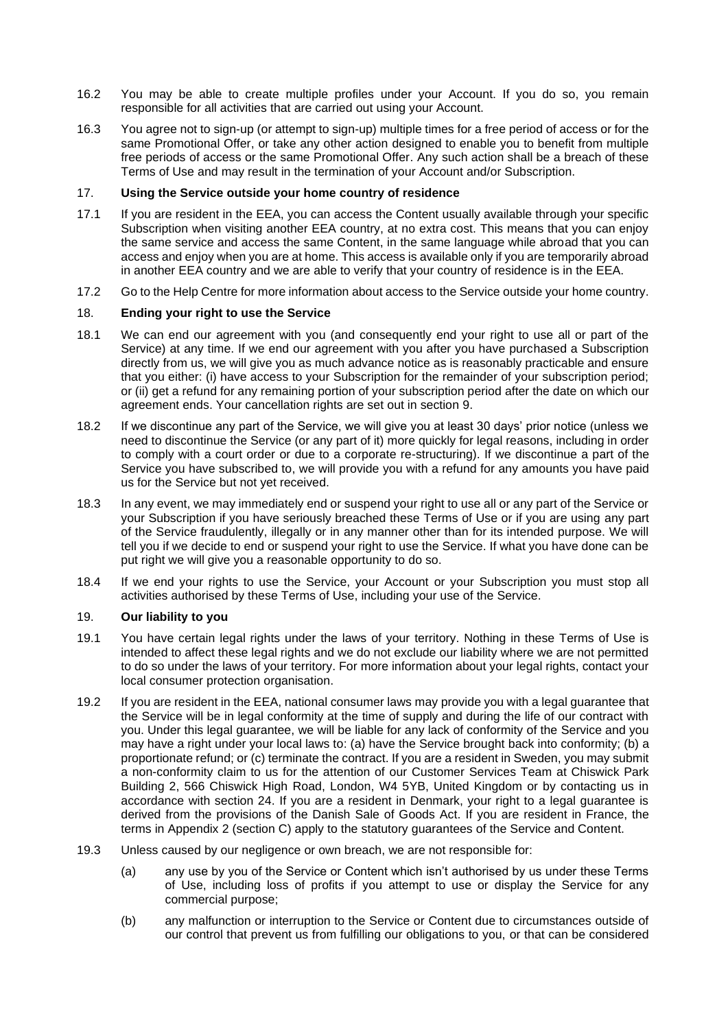16.2 You may be able to create multiple profiles under your Account. If you do so, you remain responsible for all activities that are carried out using your Account.

16.3 You agree not to sign-up (or attempt to sign-up) multiple times for a free period of access or for the same Promotional Offer, or take any other action designed to enable you to benefit from multiple free periods of access or the same Promotional Offer. Any such action shall be a breach of these Terms of Use and may result in the termination of your Account and/or Subscription.

## 17. Using the Service outside your home country of residence

17.1 If you are resident in the EEA, you can access the Content usually available through your specific Subscription when visiting another EEA country, at no extra cost. This means that you can enjoy the same service and access the same Content, in the same language while abroad that you can access and enjoy when you are at home. This access is available only if you are temporarily abroad in another EEA country and we are able to verify that your country of residence is in the EEA.

17.2 Go to the Help Centre for more information about access to the Service outside your home country.

## 18. Ending your right to use the Service

18.1 We can end our agreement with you (and consequently end your right to use all or part of the Service) at any time. If we end our agreement with you after you have purchased a Subscription directly from us, we will give you as much advance notice as is reasonably practicable and ensure that you either: (i) have access to your Subscription for the remainder of your subscription period; or (ii) get a refund for any remaining portion of your subscription period after the date on which our agreement ends. Your cancellation rights are set out in section 9.

18.2 If we discontinue any part of the Service, we will give you at least 30 days' prior notice (unless we need to discontinue the Service (or any part of it) more quickly for legal reasons, including in order to comply with a court order or due to a corporate re-structuring). If we discontinue a part of the Service you have subscribed to, we will provide you with a refund for any amounts you have paid us for the Service but not yet received.

18.3 In any event, we may immediately end or suspend your right to use all or any part of the Service or your Subscription if you have seriously breached these Terms of Use or if you are using any part of the Service fraudulently, illegally or in any manner other than for its intended purpose. We will tell you if we decide to end or suspend your right to use the Service. If what you have done can be put right we will give you a reasonable opportunity to do so.

18.4 If we end your rights to use the Service, your Account or your Subscription you must stop all activities authorised by these Terms of Use, including your use of the Service.

## 19. Our liability to you

19.1 You have certain legal rights under the laws of your territory. Nothing in these Terms of Use is intended to affect these legal rights and we do not exclude our liability where we are not permitted to do so under the laws of your territory. For more information about your legal rights, contact your local consumer protection organisation.

19.2 If you are resident in the EEA, national consumer laws may provide you with a legal guarantee that the Service will be in legal conformity at the time of supply and during the life of our contract with you. Under this legal guarantee, we will be liable for any lack of conformity of the Service and you may have a right under your local laws to: (a) have the Service brought back into conformity; (b) a proportionate refund; or (c) terminate the contract. If you are a resident in Sweden, you may submit a non-conformity claim to us for the attention of our Customer Services Team at Chiswick Park Building 2, 566 Chiswick High Road, London, W4 5YB, United Kingdom or by contacting us in accordance with section 24. If you are a resident in Denmark, your right to a legal guarantee is derived from the provisions of the Danish Sale of Goods Act. If you are resident in France, the terms in Appendix 2 (section C) apply to the statutory guarantees of the Service and Content.

19.3 Unless caused by our negligence or own breach, we are not responsible for:

(a) any use by you of the Service or Content which isn't authorised by us under these Terms of Use, including loss of profits if you attempt to use or display the Service for any commercial purpose;

(b) any malfunction or interruption to the Service or Content due to circumstances outside of our control that prevent us from fulfilling our obligations to you, or that can be considered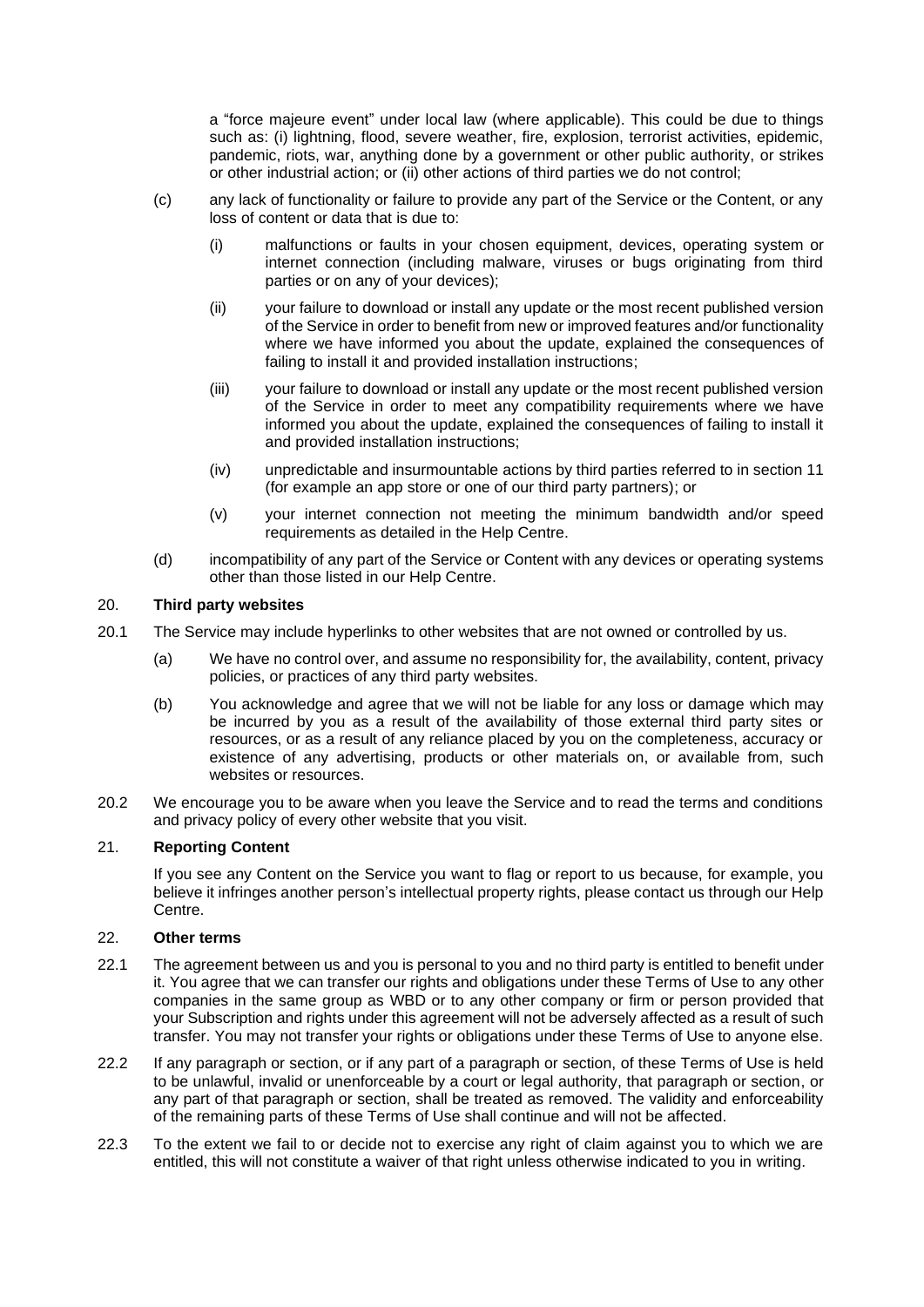a "force majeure event" under local law (where applicable). This could be due to things such as: (i) lightning, flood, severe weather, fire, explosion, terrorist activities, epidemic, pandemic, riots, war, anything done by a government or other public authority, or strikes or other industrial action; or (ii) other actions of third parties we do not control;

(c) any lack of functionality or failure to provide any part of the Service or the Content, or any loss of content or data that is due to:

  (i) malfunctions or faults in your chosen equipment, devices, operating system or internet connection (including malware, viruses or bugs originating from third parties or on any of your devices);

  (ii) your failure to download or install any update or the most recent published version of the Service in order to benefit from new or improved features and/or functionality where we have informed you about the update, explained the consequences of failing to install it and provided installation instructions;

  (iii) your failure to download or install any update or the most recent published version of the Service in order to meet any compatibility requirements where we have informed you about the update, explained the consequences of failing to install it and provided installation instructions;

  (iv) unpredictable and insurmountable actions by third parties referred to in section 11 (for example an app store or one of our third party partners); or

  (v) your internet connection not meeting the minimum bandwidth and/or speed requirements as detailed in the Help Centre.

(d) incompatibility of any part of the Service or Content with any devices or operating systems other than those listed in our Help Centre.

## 20. **Third party websites**

20.1 The Service may include hyperlinks to other websites that are not owned or controlled by us.

(a) We have no control over, and assume no responsibility for, the availability, content, privacy policies, or practices of any third party websites.

(b) You acknowledge and agree that we will not be liable for any loss or damage which may be incurred by you as a result of the availability of those external third party sites or resources, or as a result of any reliance placed by you on the completeness, accuracy or existence of any advertising, products or other materials on, or available from, such websites or resources.

20.2 We encourage you to be aware when you leave the Service and to read the terms and conditions and privacy policy of every other website that you visit.

## 21. **Reporting Content**

If you see any Content on the Service you want to flag or report to us because, for example, you believe it infringes another person's intellectual property rights, please contact us through our Help Centre.

## 22. **Other terms**

22.1 The agreement between us and you is personal to you and no third party is entitled to benefit under it. You agree that we can transfer our rights and obligations under these Terms of Use to any other companies in the same group as WBD or to any other company or firm or person provided that your Subscription and rights under this agreement will not be adversely affected as a result of such transfer. You may not transfer your rights or obligations under these Terms of Use to anyone else.

22.2 If any paragraph or section, or if any part of a paragraph or section, of these Terms of Use is held to be unlawful, invalid or unenforceable by a court or legal authority, that paragraph or section, or any part of that paragraph or section, shall be treated as removed. The validity and enforceability of the remaining parts of these Terms of Use shall continue and will not be affected.

22.3 To the extent we fail to or decide not to exercise any right of claim against you to which we are entitled, this will not constitute a waiver of that right unless otherwise indicated to you in writing.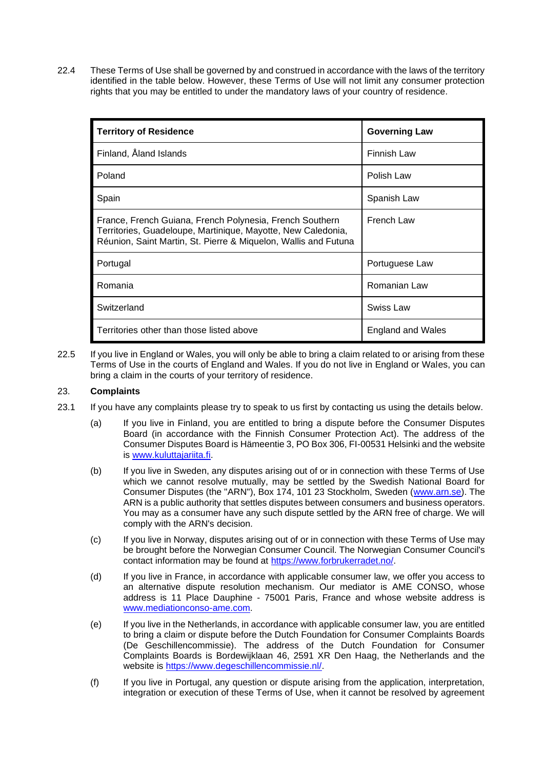22.4 These Terms of Use shall be governed by and construed in accordance with the laws of the territory identified in the table below. However, these Terms of Use will not limit any consumer protection rights that you may be entitled to under the mandatory laws of your country of residence.

| Territory of Residence | Governing Law |
|---|---|
| Finland, Åland Islands | Finnish Law |
| Poland | Polish Law |
| Spain | Spanish Law |
| France, French Guiana, French Polynesia, French Southern Territories, Guadeloupe, Martinique, Mayotte, New Caledonia, Réunion, Saint Martin, St. Pierre & Miquelon, Wallis and Futuna | French Law |
| Portugal | Portuguese Law |
| Romania | Romanian Law |
| Switzerland | Swiss Law |
| Territories other than those listed above | England and Wales |

22.5 If you live in England or Wales, you will only be able to bring a claim related to or arising from these Terms of Use in the courts of England and Wales. If you do not live in England or Wales, you can bring a claim in the courts of your territory of residence.

## 23. Complaints

23.1 If you have any complaints please try to speak to us first by contacting us using the details below.

(a) If you live in Finland, you are entitled to bring a dispute before the Consumer Disputes Board (in accordance with the Finnish Consumer Protection Act). The address of the Consumer Disputes Board is Hämeentie 3, PO Box 306, FI-00531 Helsinki and the website is [www.kuluttajariita.fi](www.kuluttajariita.fi).

(b) If you live in Sweden, any disputes arising out of or in connection with these Terms of Use which we cannot resolve mutually, may be settled by the Swedish National Board for Consumer Disputes (the "ARN"), Box 174, 101 23 Stockholm, Sweden ([www.arn.se](www.arn.se)). The ARN is a public authority that settles disputes between consumers and business operators. You may as a consumer have any such dispute settled by the ARN free of charge. We will comply with the ARN's decision.

(c) If you live in Norway, disputes arising out of or in connection with these Terms of Use may be brought before the Norwegian Consumer Council. The Norwegian Consumer Council's contact information may be found at [https://www.forbrukerradet.no/](https://www.forbrukerradet.no/).

(d) If you live in France, in accordance with applicable consumer law, we offer you access to an alternative dispute resolution mechanism. Our mediator is AME CONSO, whose address is 11 Place Dauphine - 75001 Paris, France and whose website address is [www.mediationconso-ame.com](www.mediationconso-ame.com).

(e) If you live in the Netherlands, in accordance with applicable consumer law, you are entitled to bring a claim or dispute before the Dutch Foundation for Consumer Complaints Boards (De Geschillencommissie). The address of the Dutch Foundation for Consumer Complaints Boards is Bordewijklaan 46, 2591 XR Den Haag, the Netherlands and the website is [https://www.degeschillencommissie.nl/](https://www.degeschillencommissie.nl/).

(f) If you live in Portugal, any question or dispute arising from the application, interpretation, integration or execution of these Terms of Use, when it cannot be resolved by agreement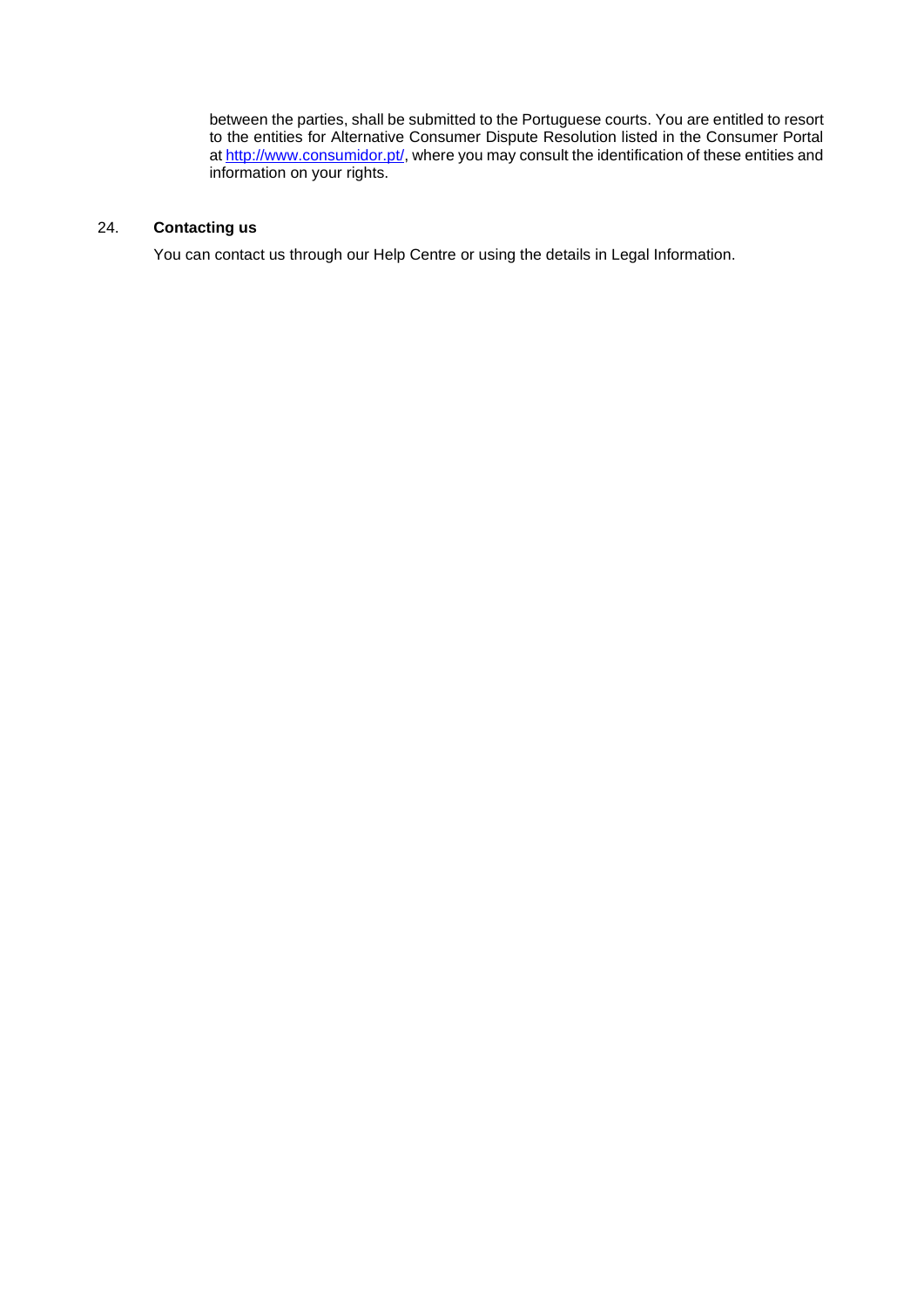between the parties, shall be submitted to the Portuguese courts. You are entitled to resort to the entities for Alternative Consumer Dispute Resolution listed in the Consumer Portal at [http://www.consumidor.pt/](http://www.consumidor.pt/), where you may consult the identification of these entities and information on your rights.

## 24. **Contacting us**

You can contact us through our Help Centre or using the details in Legal Information.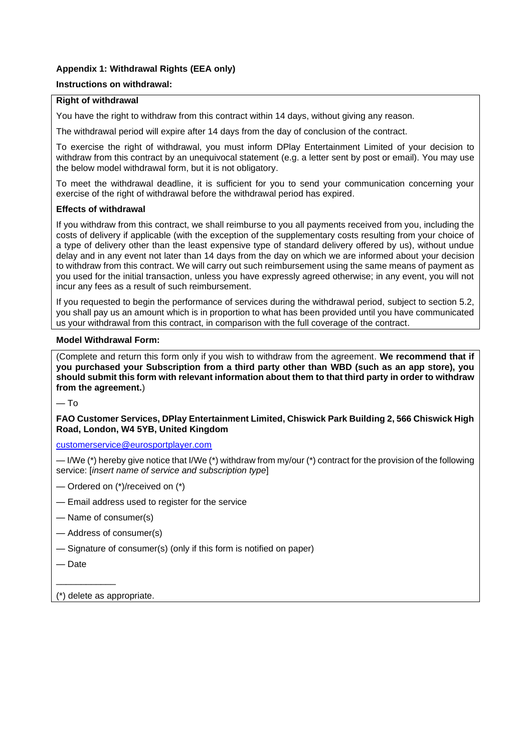**Appendix 1: Withdrawal Rights (EEA only)**

**Instructions on withdrawal:**

**Right of withdrawal**

You have the right to withdraw from this contract within 14 days, without giving any reason.

The withdrawal period will expire after 14 days from the day of conclusion of the contract.

To exercise the right of withdrawal, you must inform DPlay Entertainment Limited of your decision to withdraw from this contract by an unequivocal statement (e.g. a letter sent by post or email). You may use the below model withdrawal form, but it is not obligatory.

To meet the withdrawal deadline, it is sufficient for you to send your communication concerning your exercise of the right of withdrawal before the withdrawal period has expired.

**Effects of withdrawal**

If you withdraw from this contract, we shall reimburse to you all payments received from you, including the costs of delivery if applicable (with the exception of the supplementary costs resulting from your choice of a type of delivery other than the least expensive type of standard delivery offered by us), without undue delay and in any event not later than 14 days from the day on which we are informed about your decision to withdraw from this contract. We will carry out such reimbursement using the same means of payment as you used for the initial transaction, unless you have expressly agreed otherwise; in any event, you will not incur any fees as a result of such reimbursement.

If you requested to begin the performance of services during the withdrawal period, subject to section 5.2, you shall pay us an amount which is in proportion to what has been provided until you have communicated us your withdrawal from this contract, in comparison with the full coverage of the contract.

**Model Withdrawal Form:**

(Complete and return this form only if you wish to withdraw from the agreement. **We recommend that if you purchased your Subscription from a third party other than WBD (such as an app store), you should submit this form with relevant information about them to that third party in order to withdraw from the agreement.**)

— To

**FAO Customer Services, DPlay Entertainment Limited, Chiswick Park Building 2, 566 Chiswick High Road, London, W4 5YB, United Kingdom**

customerservice@eurosportplayer.com

— I/We (*) hereby give notice that I/We (*) withdraw from my/our (*) contract for the provision of the following service: [*insert name of service and subscription type*]

— Ordered on (*)/received on (*)

— Email address used to register for the service

— Name of consumer(s)

— Address of consumer(s)

— Signature of consumer(s) (only if this form is notified on paper)

— Date

___________

(*) delete as appropriate.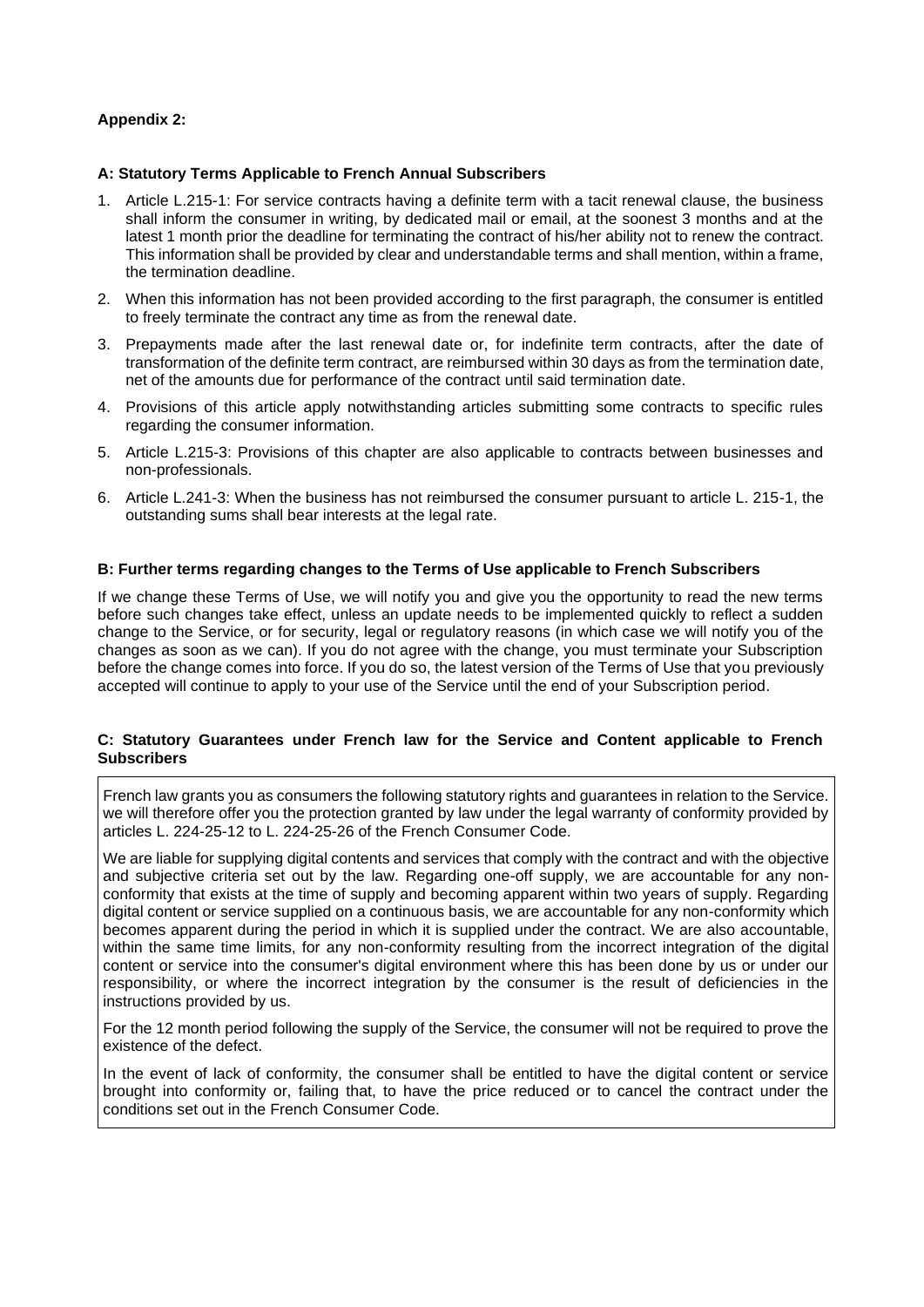**Appendix 2:**

**A: Statutory Terms Applicable to French Annual Subscribers**

1. Article L.215-1: For service contracts having a definite term with a tacit renewal clause, the business shall inform the consumer in writing, by dedicated mail or email, at the soonest 3 months and at the latest 1 month prior the deadline for terminating the contract of his/her ability not to renew the contract. This information shall be provided by clear and understandable terms and shall mention, within a frame, the termination deadline.
2. When this information has not been provided according to the first paragraph, the consumer is entitled to freely terminate the contract any time as from the renewal date.
3. Prepayments made after the last renewal date or, for indefinite term contracts, after the date of transformation of the definite term contract, are reimbursed within 30 days as from the termination date, net of the amounts due for performance of the contract until said termination date.
4. Provisions of this article apply notwithstanding articles submitting some contracts to specific rules regarding the consumer information.
5. Article L.215-3: Provisions of this chapter are also applicable to contracts between businesses and non-professionals.
6. Article L.241-3: When the business has not reimbursed the consumer pursuant to article L. 215-1, the outstanding sums shall bear interests at the legal rate.

**B: Further terms regarding changes to the Terms of Use applicable to French Subscribers**

If we change these Terms of Use, we will notify you and give you the opportunity to read the new terms before such changes take effect, unless an update needs to be implemented quickly to reflect a sudden change to the Service, or for security, legal or regulatory reasons (in which case we will notify you of the changes as soon as we can). If you do not agree with the change, you must terminate your Subscription before the change comes into force. If you do so, the latest version of the Terms of Use that you previously accepted will continue to apply to your use of the Service until the end of your Subscription period.

**C: Statutory Guarantees under French law for the Service and Content applicable to French Subscribers**

French law grants you as consumers the following statutory rights and guarantees in relation to the Service. we will therefore offer you the protection granted by law under the legal warranty of conformity provided by articles L. 224-25-12 to L. 224-25-26 of the French Consumer Code.

We are liable for supplying digital contents and services that comply with the contract and with the objective and subjective criteria set out by the law. Regarding one-off supply, we are accountable for any non-conformity that exists at the time of supply and becoming apparent within two years of supply. Regarding digital content or service supplied on a continuous basis, we are accountable for any non-conformity which becomes apparent during the period in which it is supplied under the contract. We are also accountable, within the same time limits, for any non-conformity resulting from the incorrect integration of the digital content or service into the consumer's digital environment where this has been done by us or under our responsibility, or where the incorrect integration by the consumer is the result of deficiencies in the instructions provided by us.

For the 12 month period following the supply of the Service, the consumer will not be required to prove the existence of the defect.

In the event of lack of conformity, the consumer shall be entitled to have the digital content or service brought into conformity or, failing that, to have the price reduced or to cancel the contract under the conditions set out in the French Consumer Code.